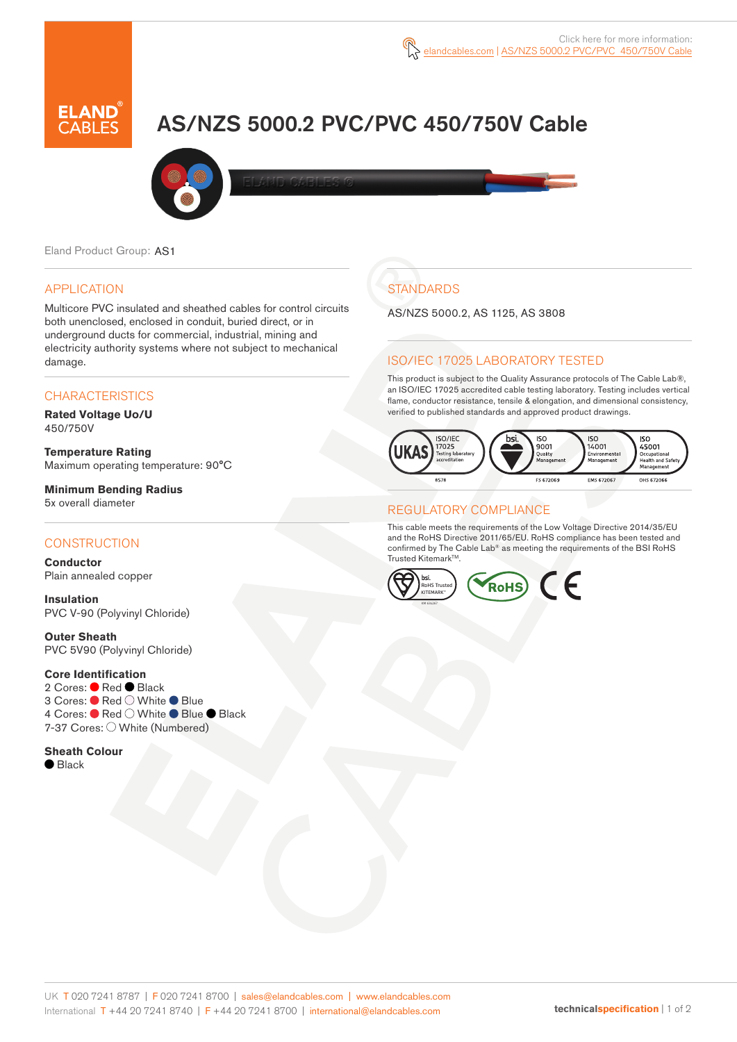Click here for more information: elandcables.com | AS/NZS 5000.2 PVC/PVC 450/750V Cable

# AS/NZS 5000.2 PVC/PVC 450/750V Cable

Eland Product Group: AS1

## APPLICATION

Multicore PVC insulated and sheathed cables for control circuits both unenclosed, enclosed in conduit, buried direct, or in underground ducts for commercial, industrial, mining and electricity authority systems where not subject to mechanical damage.

## CHARACTERISTICS

**Rated Voltage Uo/U**
450/750V

**Temperature Rating**
Maximum operating temperature: 90°C

**Minimum Bending Radius**
5x overall diameter

## CONSTRUCTION

**Conductor**
Plain annealed copper

**Insulation**
PVC V-90 (Polyvinyl Chloride)

**Outer Sheath**
PVC 5V90 (Polyvinyl Chloride)

**Core Identification**
2 Cores: ● Red ● Black
3 Cores: ● Red ○ White ● Blue
4 Cores: ● Red ○ White ● Blue ● Black
7-37 Cores: ○ White (Numbered)

**Sheath Colour**
● Black

## STANDARDS

AS/NZS 5000.2, AS 1125, AS 3808

## ISO/IEC 17025 LABORATORY TESTED

This product is subject to the Quality Assurance protocols of The Cable Lab®, an ISO/IEC 17025 accredited cable testing laboratory. Testing includes vertical flame, conductor resistance, tensile & elongation, and dimensional consistency, verified to published standards and approved product drawings.

UKAS ISO/IEC 17025 Testing laboratory accreditation 8578 | bsi ISO 9001 Quality Management FS 672069 | ISO 14001 Environmental Management EMS 672067 | ISO 45001 Occupational Health and Safety Management OHS 672066

## REGULATORY COMPLIANCE

This cable meets the requirements of the Low Voltage Directive 2014/35/EU and the RoHS Directive 2011/65/EU. RoHS compliance has been tested and confirmed by The Cable Lab® as meeting the requirements of the BSI RoHS Trusted Kitemark™.

bsi RoHS Trusted KITEMARK™ | RoHS | CE

UK T 020 7241 8787 | F 020 7241 8700 | sales@elandcables.com | www.elandcables.com
International T +44 20 7241 8740 | F +44 20 7241 8700 | international@elandcables.com

technicalspecification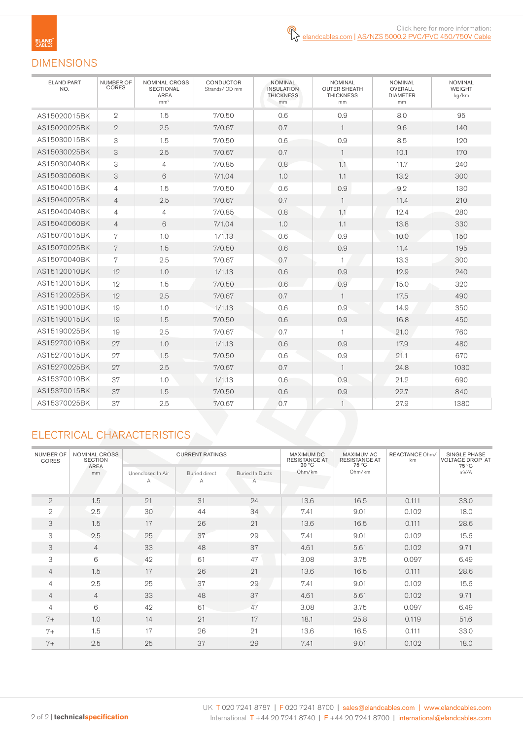Click here for more information: elandcables.com | AS/NZS 5000.2 PVC/PVC 450/750V Cable

## DIMENSIONS

| ELAND PART NO. | NUMBER OF CORES | NOMINAL CROSS SECTIONAL AREA mm² | CONDUCTOR Strands/ OD mm | NOMINAL INSULATION THICKNESS mm | NOMINAL OUTER SHEATH THICKNESS mm | NOMINAL OVERALL DIAMETER mm | NOMINAL WEIGHT kg/km |
|---|---|---|---|---|---|---|---|
| AS15020015BK | 2 | 1.5 | 7/0.50 | 0.6 | 0.9 | 8.0 | 95 |
| AS15020025BK | 2 | 2.5 | 7/0.67 | 0.7 | 1 | 9.6 | 140 |
| AS15030015BK | 3 | 1.5 | 7/0.50 | 0.6 | 0.9 | 8.5 | 120 |
| AS15030025BK | 3 | 2.5 | 7/0.67 | 0.7 | 1 | 10.1 | 170 |
| AS15030040BK | 3 | 4 | 7/0.85 | 0.8 | 1.1 | 11.7 | 240 |
| AS15030060BK | 3 | 6 | 7/1.04 | 1.0 | 1.1 | 13.2 | 300 |
| AS15040015BK | 4 | 1.5 | 7/0.50 | 0.6 | 0.9 | 9.2 | 130 |
| AS15040025BK | 4 | 2.5 | 7/0.67 | 0.7 | 1 | 11.4 | 210 |
| AS15040040BK | 4 | 4 | 7/0.85 | 0.8 | 1.1 | 12.4 | 280 |
| AS15040060BK | 4 | 6 | 7/1.04 | 1.0 | 1.1 | 13.8 | 330 |
| AS15070015BK | 7 | 1.0 | 1/1.13 | 0.6 | 0.9 | 10.0 | 150 |
| AS15070025BK | 7 | 1.5 | 7/0.50 | 0.6 | 0.9 | 11.4 | 195 |
| AS15070040BK | 7 | 2.5 | 7/0.67 | 0.7 | 1 | 13.3 | 300 |
| AS15120010BK | 12 | 1.0 | 1/1.13 | 0.6 | 0.9 | 12.9 | 240 |
| AS15120015BK | 12 | 1.5 | 7/0.50 | 0.6 | 0.9 | 15.0 | 320 |
| AS15120025BK | 12 | 2.5 | 7/0.67 | 0.7 | 1 | 17.5 | 490 |
| AS15190010BK | 19 | 1.0 | 1/1.13 | 0.6 | 0.9 | 14.9 | 350 |
| AS15190015BK | 19 | 1.5 | 7/0.50 | 0.6 | 0.9 | 16.8 | 450 |
| AS15190025BK | 19 | 2.5 | 7/0.67 | 0.7 | 1 | 21.0 | 760 |
| AS15270010BK | 27 | 1.0 | 1/1.13 | 0.6 | 0.9 | 17.9 | 480 |
| AS15270015BK | 27 | 1.5 | 7/0.50 | 0.6 | 0.9 | 21.1 | 670 |
| AS15270025BK | 27 | 2.5 | 7/0.67 | 0.7 | 1 | 24.8 | 1030 |
| AS15370010BK | 37 | 1.0 | 1/1.13 | 0.6 | 0.9 | 21.2 | 690 |
| AS15370015BK | 37 | 1.5 | 7/0.50 | 0.6 | 0.9 | 22.7 | 840 |
| AS15370025BK | 37 | 2.5 | 7/0.67 | 0.7 | 1 | 27.9 | 1380 |

## ELECTRICAL CHARACTERISTICS

| NUMBER OF CORES | NOMINAL CROSS SECTION AREA mm | CURRENT RATINGS | | | MAXIMUM DC RESISTANCE AT 20 °C Ohm/km | MAXIMUM AC RESISTANCE AT 75 °C Ohm/km | REACTANCE Ohm/km | SINGLE PHASE VOLTAGE DROP AT 75 °C mV/A |
|---|---|---|---|---|---|---|---|---|
| | | Unenclosed In Air A | Buried direct A | Buried In Ducts A | | | | |
| 2 | 1.5 | 21 | 31 | 24 | 13.6 | 16.5 | 0.111 | 33.0 |
| 2 | 2.5 | 30 | 44 | 34 | 7.41 | 9.01 | 0.102 | 18.0 |
| 3 | 1.5 | 17 | 26 | 21 | 13.6 | 16.5 | 0.111 | 28.6 |
| 3 | 2.5 | 25 | 37 | 29 | 7.41 | 9.01 | 0.102 | 15.6 |
| 3 | 4 | 33 | 48 | 37 | 4.61 | 5.61 | 0.102 | 9.71 |
| 3 | 6 | 42 | 61 | 47 | 3.08 | 3.75 | 0.097 | 6.49 |
| 4 | 1.5 | 17 | 26 | 21 | 13.6 | 16.5 | 0.111 | 28.6 |
| 4 | 2.5 | 25 | 37 | 29 | 7.41 | 9.01 | 0.102 | 15.6 |
| 4 | 4 | 33 | 48 | 37 | 4.61 | 5.61 | 0.102 | 9.71 |
| 4 | 6 | 42 | 61 | 47 | 3.08 | 3.75 | 0.097 | 6.49 |
| 7+ | 1.0 | 14 | 21 | 17 | 18.1 | 25.8 | 0.119 | 51.6 |
| 7+ | 1.5 | 17 | 26 | 21 | 13.6 | 16.5 | 0.111 | 33.0 |
| 7+ | 2.5 | 25 | 37 | 29 | 7.41 | 9.01 | 0.102 | 18.0 |

UK T 020 7241 8787 | F 020 7241 8700 | sales@elandcables.com | www.elandcables.com
International T +44 20 7241 8740 | F +44 20 7241 8700 | international@elandcables.com